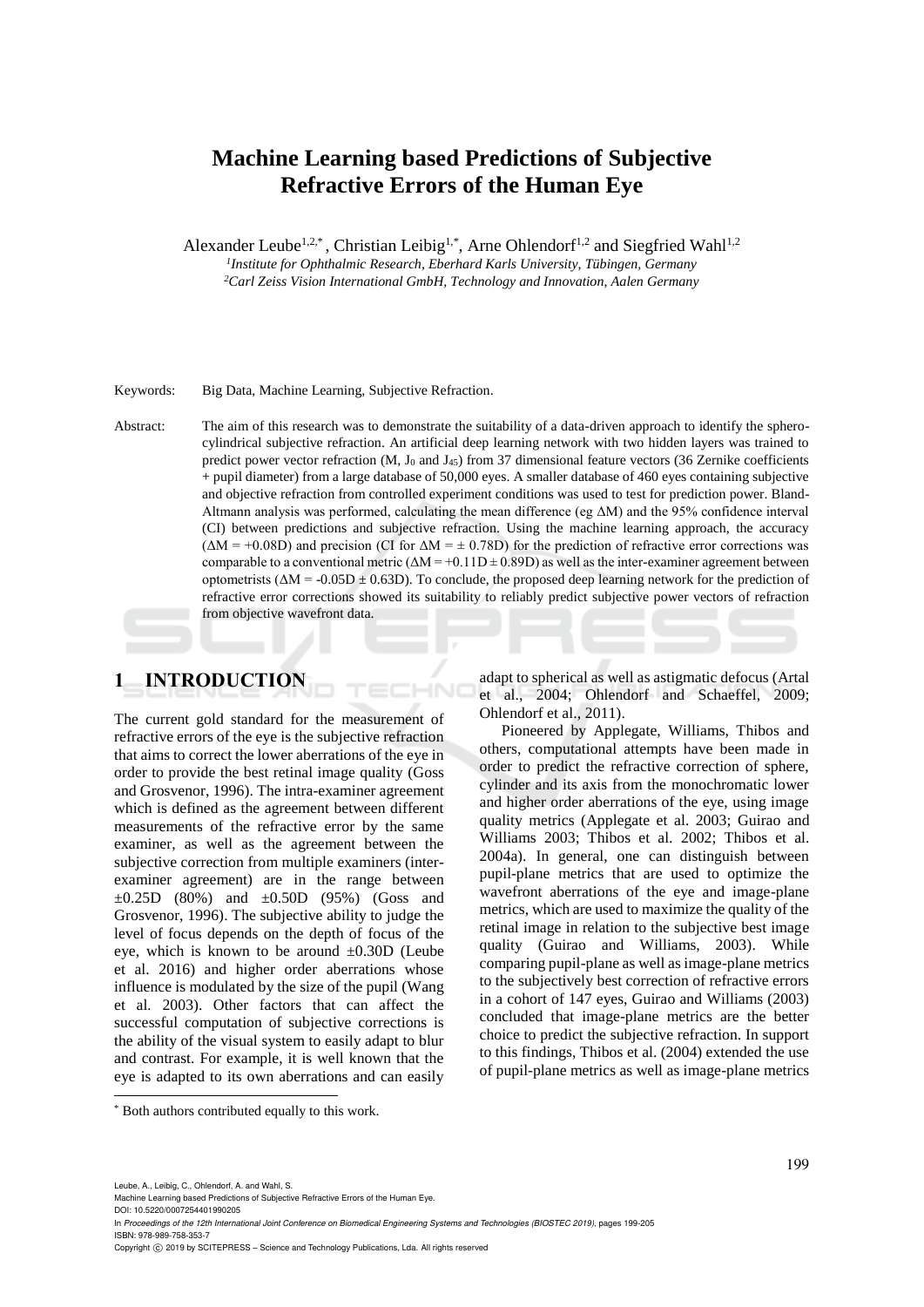# Machine Learning based Predictions of Subjective Refractive Errors of the Human Eye

Alexander Leube[1,2,*], Christian Leibig[1,*], Arne Ohlendorf[1,2] and Siegfried Wahl[1,2]

[1]*Institute for Ophthalmic Research, Eberhard Karls University, Tübingen, Germany*
[2]*Carl Zeiss Vision International GmbH, Technology and Innovation, Aalen Germany*

Keywords: Big Data, Machine Learning, Subjective Refraction.

Abstract: The aim of this research was to demonstrate the suitability of a data-driven approach to identify the sphero-cylindrical subjective refraction. An artificial deep learning network with two hidden layers was trained to predict power vector refraction (M, $J_0$ and $J_{45}$) from 37 dimensional feature vectors (36 Zernike coefficients + pupil diameter) from a large database of 50,000 eyes. A smaller database of 460 eyes containing subjective and objective refraction from controlled experiment conditions was used to test for prediction power. Bland-Altmann analysis was performed, calculating the mean difference (eg ΔM) and the 95% confidence interval (CI) between predictions and subjective refraction. Using the machine learning approach, the accuracy (ΔM = +0.08D) and precision (CI for ΔM = ± 0.78D) for the prediction of refractive error corrections was comparable to a conventional metric (ΔM = +0.11D ± 0.89D) as well as the inter-examiner agreement between optometrists (ΔM = -0.05D ± 0.63D). To conclude, the proposed deep learning network for the prediction of refractive error corrections showed its suitability to reliably predict subjective power vectors of refraction from objective wavefront data.

## 1 INTRODUCTION

The current gold standard for the measurement of refractive errors of the eye is the subjective refraction that aims to correct the lower aberrations of the eye in order to provide the best retinal image quality (Goss and Grosvenor, 1996). The intra-examiner agreement which is defined as the agreement between different measurements of the refractive error by the same examiner, as well as the agreement between the subjective correction from multiple examiners (inter-examiner agreement) are in the range between ±0.25D (80%) and ±0.50D (95%) (Goss and Grosvenor, 1996). The subjective ability to judge the level of focus depends on the depth of focus of the eye, which is known to be around ±0.30D (Leube et al. 2016) and higher order aberrations whose influence is modulated by the size of the pupil (Wang et al. 2003). Other factors that can affect the successful computation of subjective corrections is the ability of the visual system to easily adapt to blur and contrast. For example, it is well known that the eye is adapted to its own aberrations and can easily adapt to spherical as well as astigmatic defocus (Artal et al., 2004; Ohlendorf and Schaeffel, 2009; Ohlendorf et al., 2011).

Pioneered by Applegate, Williams, Thibos and others, computational attempts have been made in order to predict the refractive correction of sphere, cylinder and its axis from the monochromatic lower and higher order aberrations of the eye, using image quality metrics (Applegate et al. 2003; Guirao and Williams 2003; Thibos et al. 2002; Thibos et al. 2004a). In general, one can distinguish between pupil-plane metrics that are used to optimize the wavefront aberrations of the eye and image-plane metrics, which are used to maximize the quality of the retinal image in relation to the subjective best image quality (Guirao and Williams, 2003). While comparing pupil-plane as well as image-plane metrics to the subjectively best correction of refractive errors in a cohort of 147 eyes, Guirao and Williams (2003) concluded that image-plane metrics are the better choice to predict the subjective refraction. In support to this findings, Thibos et al. (2004) extended the use of pupil-plane metrics as well as image-plane metrics

[*] Both authors contributed equally to this work.

Leube, A., Leibig, C., Ohlendorf, A. and Wahl, S.
Machine Learning based Predictions of Subjective Refractive Errors of the Human Eye.
DOI: 10.5220/0007254401990205
In *Proceedings of the 12th International Joint Conference on Biomedical Engineering Systems and Technologies (BIOSTEC 2019)*, pages 199-205
ISBN: 978-989-758-353-7
Copyright © 2019 by SCITEPRESS – Science and Technology Publications, Lda. All rights reserved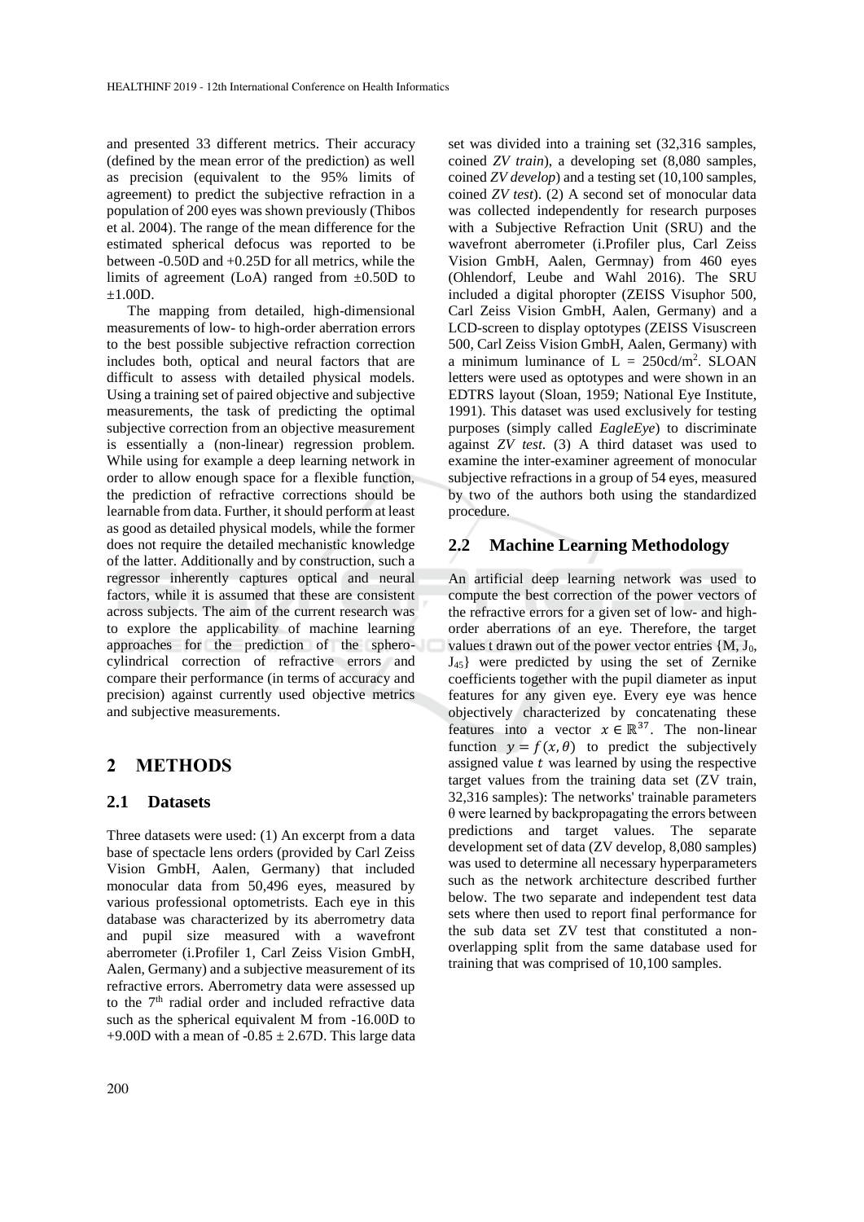and presented 33 different metrics. Their accuracy (defined by the mean error of the prediction) as well as precision (equivalent to the 95% limits of agreement) to predict the subjective refraction in a population of 200 eyes was shown previously (Thibos et al. 2004). The range of the mean difference for the estimated spherical defocus was reported to be between -0.50D and +0.25D for all metrics, while the limits of agreement (LoA) ranged from ±0.50D to ±1.00D.

The mapping from detailed, high-dimensional measurements of low- to high-order aberration errors to the best possible subjective refraction correction includes both, optical and neural factors that are difficult to assess with detailed physical models. Using a training set of paired objective and subjective measurements, the task of predicting the optimal subjective correction from an objective measurement is essentially a (non-linear) regression problem. While using for example a deep learning network in order to allow enough space for a flexible function, the prediction of refractive corrections should be learnable from data. Further, it should perform at least as good as detailed physical models, while the former does not require the detailed mechanistic knowledge of the latter. Additionally and by construction, such a regressor inherently captures optical and neural factors, while it is assumed that these are consistent across subjects. The aim of the current research was to explore the applicability of machine learning approaches for the prediction of the sphero-cylindrical correction of refractive errors and compare their performance (in terms of accuracy and precision) against currently used objective metrics and subjective measurements.

# 2 METHODS

## 2.1 Datasets

Three datasets were used: (1) An excerpt from a data base of spectacle lens orders (provided by Carl Zeiss Vision GmbH, Aalen, Germany) that included monocular data from 50,496 eyes, measured by various professional optometrists. Each eye in this database was characterized by its aberrometry data and pupil size measured with a wavefront aberrometer (i.Profiler 1, Carl Zeiss Vision GmbH, Aalen, Germany) and a subjective measurement of its refractive errors. Aberrometry data were assessed up to the 7th radial order and included refractive data such as the spherical equivalent M from -16.00D to +9.00D with a mean of -0.85 ± 2.67D. This large data set was divided into a training set (32,316 samples, coined *ZV train*), a developing set (8,080 samples, coined *ZV develop*) and a testing set (10,100 samples, coined *ZV test*). (2) A second set of monocular data was collected independently for research purposes with a Subjective Refraction Unit (SRU) and the wavefront aberrometer (i.Profiler plus, Carl Zeiss Vision GmbH, Aalen, Germnay) from 460 eyes (Ohlendorf, Leube and Wahl 2016). The SRU included a digital phoropter (ZEISS Visuphor 500, Carl Zeiss Vision GmbH, Aalen, Germany) and a LCD-screen to display optotypes (ZEISS Visuscreen 500, Carl Zeiss Vision GmbH, Aalen, Germany) with a minimum luminance of $L = 250\text{cd/m}^2$. SLOAN letters were used as optotypes and were shown in an EDTRS layout (Sloan, 1959; National Eye Institute, 1991). This dataset was used exclusively for testing purposes (simply called *EagleEye*) to discriminate against *ZV test*. (3) A third dataset was used to examine the inter-examiner agreement of monocular subjective refractions in a group of 54 eyes, measured by two of the authors both using the standardized procedure.

## 2.2 Machine Learning Methodology

An artificial deep learning network was used to compute the best correction of the power vectors of the refractive errors for a given set of low- and high-order aberrations of an eye. Therefore, the target values t drawn out of the power vector entries $\{M, J_0, J_{45}\}$ were predicted by using the set of Zernike coefficients together with the pupil diameter as input features for any given eye. Every eye was hence objectively characterized by concatenating these features into a vector $x \in \mathbb{R}^{37}$. The non-linear function $y = f(x, \theta)$ to predict the subjectively assigned value $t$ was learned by using the respective target values from the training data set (ZV train, 32,316 samples): The networks' trainable parameters $\theta$ were learned by backpropagating the errors between predictions and target values. The separate development set of data (ZV develop, 8,080 samples) was used to determine all necessary hyperparameters such as the network architecture described further below. The two separate and independent test data sets where then used to report final performance for the sub data set ZV test that constituted a non-overlapping split from the same database used for training that was comprised of 10,100 samples.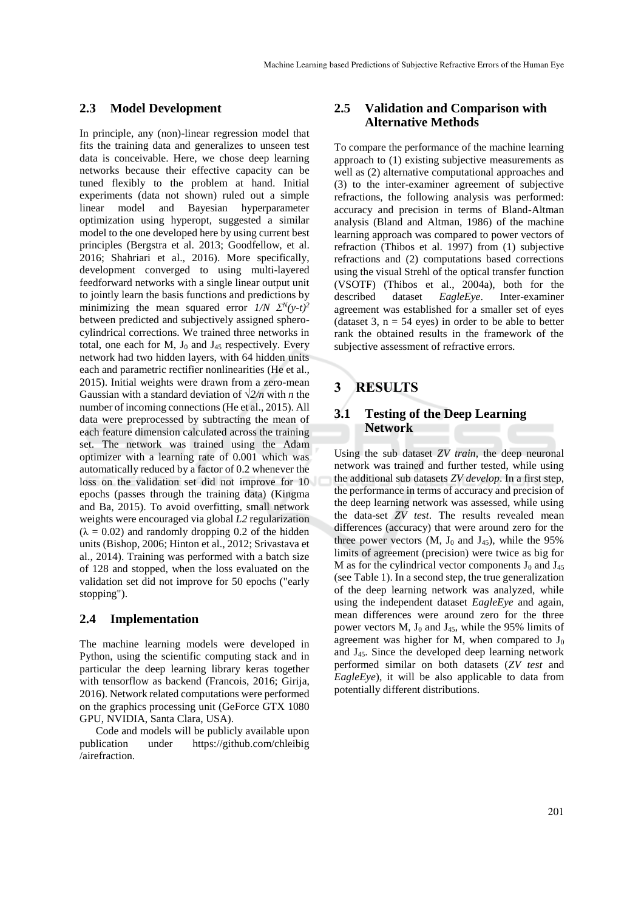### 2.3 Model Development

In principle, any (non)-linear regression model that fits the training data and generalizes to unseen test data is conceivable. Here, we chose deep learning networks because their effective capacity can be tuned flexibly to the problem at hand. Initial experiments (data not shown) ruled out a simple linear model and Bayesian hyperparameter optimization using hyperopt, suggested a similar model to the one developed here by using current best principles (Bergstra et al. 2013; Goodfellow, et al. 2016; Shahriari et al., 2016). More specifically, development converged to using multi-layered feedforward networks with a single linear output unit to jointly learn the basis functions and predictions by minimizing the mean squared error $1/N\ \Sigma^N(y\text{-}t)^2$ between predicted and subjectively assigned sphero-cylindrical corrections. We trained three networks in total, one each for M, $J_0$ and $J_{45}$ respectively. Every network had two hidden layers, with 64 hidden units each and parametric rectifier nonlinearities (He et al., 2015). Initial weights were drawn from a zero-mean Gaussian with a standard deviation of $\sqrt{2/n}$ with $n$ the number of incoming connections (He et al., 2015). All data were preprocessed by subtracting the mean of each feature dimension calculated across the training set. The network was trained using the Adam optimizer with a learning rate of 0.001 which was automatically reduced by a factor of 0.2 whenever the loss on the validation set did not improve for 10 epochs (passes through the training data) (Kingma and Ba, 2015). To avoid overfitting, small network weights were encouraged via global *L2* regularization ($\lambda = 0.02$) and randomly dropping 0.2 of the hidden units (Bishop, 2006; Hinton et al., 2012; Srivastava et al., 2014). Training was performed with a batch size of 128 and stopped, when the loss evaluated on the validation set did not improve for 50 epochs ("early stopping").

### 2.4 Implementation

The machine learning models were developed in Python, using the scientific computing stack and in particular the deep learning library keras together with tensorflow as backend (Francois, 2016; Girija, 2016). Network related computations were performed on the graphics processing unit (GeForce GTX 1080 GPU, NVIDIA, Santa Clara, USA).

Code and models will be publicly available upon publication under https://github.com/chleibig/airefraction.

### 2.5 Validation and Comparison with Alternative Methods

To compare the performance of the machine learning approach to (1) existing subjective measurements as well as (2) alternative computational approaches and (3) to the inter-examiner agreement of subjective refractions, the following analysis was performed: accuracy and precision in terms of Bland-Altman analysis (Bland and Altman, 1986) of the machine learning approach was compared to power vectors of refraction (Thibos et al. 1997) from (1) subjective refractions and (2) computations based corrections using the visual Strehl of the optical transfer function (VSOTF) (Thibos et al., 2004a), both for the described dataset *EagleEye*. Inter-examiner agreement was established for a smaller set of eyes (dataset 3, n = 54 eyes) in order to be able to better rank the obtained results in the framework of the subjective assessment of refractive errors.

## 3 RESULTS

### 3.1 Testing of the Deep Learning Network

Using the sub dataset *ZV train*, the deep neuronal network was trained and further tested, while using the additional sub datasets *ZV develop*. In a first step, the performance in terms of accuracy and precision of the deep learning network was assessed, while using the data-set *ZV test*. The results revealed mean differences (accuracy) that were around zero for the three power vectors (M, $J_0$ and $J_{45}$), while the 95% limits of agreement (precision) were twice as big for M as for the cylindrical vector components $J_0$ and $J_{45}$ (see Table 1). In a second step, the true generalization of the deep learning network was analyzed, while using the independent dataset *EagleEye* and again, mean differences were around zero for the three power vectors M, $J_0$ and $J_{45}$, while the 95% limits of agreement was higher for M, when compared to $J_0$ and $J_{45}$. Since the developed deep learning network performed similar on both datasets (*ZV test* and *EagleEye*), it will be also applicable to data from potentially different distributions.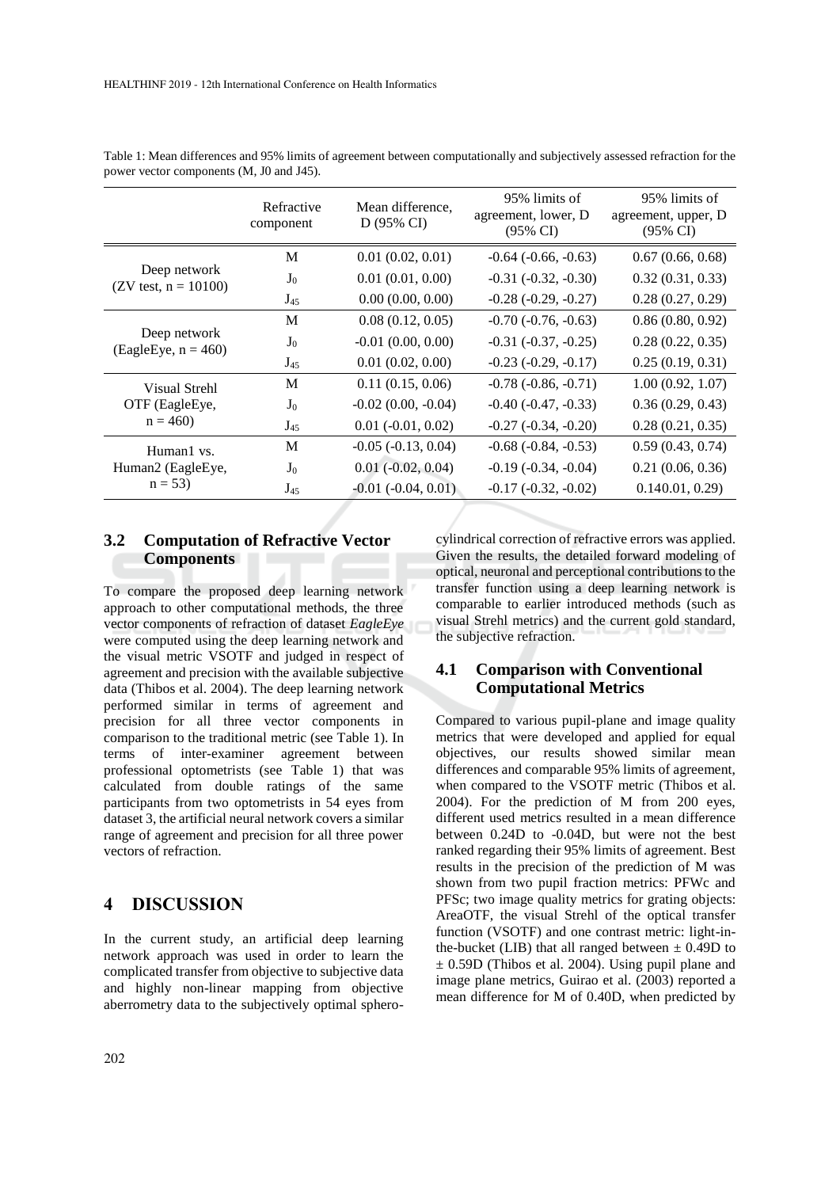Table 1: Mean differences and 95% limits of agreement between computationally and subjectively assessed refraction for the power vector components (M, J0 and J45).

| | Refractive component | Mean difference, D (95% CI) | 95% limits of agreement, lower, D (95% CI) | 95% limits of agreement, upper, D (95% CI) |
|---|---|---|---|---|
| Deep network (ZV test, n = 10100) | M | 0.01 (0.02, 0.01) | -0.64 (-0.66, -0.63) | 0.67 (0.66, 0.68) |
| | $J_0$ | 0.01 (0.01, 0.00) | -0.31 (-0.32, -0.30) | 0.32 (0.31, 0.33) |
| | $J_{45}$ | 0.00 (0.00, 0.00) | -0.28 (-0.29, -0.27) | 0.28 (0.27, 0.29) |
| Deep network (EagleEye, n = 460) | M | 0.08 (0.12, 0.05) | -0.70 (-0.76, -0.63) | 0.86 (0.80, 0.92) |
| | $J_0$ | -0.01 (0.00, 0.00) | -0.31 (-0.37, -0.25) | 0.28 (0.22, 0.35) |
| | $J_{45}$ | 0.01 (0.02, 0.00) | -0.23 (-0.29, -0.17) | 0.25 (0.19, 0.31) |
| Visual Strehl OTF (EagleEye, n = 460) | M | 0.11 (0.15, 0.06) | -0.78 (-0.86, -0.71) | 1.00 (0.92, 1.07) |
| | $J_0$ | -0.02 (0.00, -0.04) | -0.40 (-0.47, -0.33) | 0.36 (0.29, 0.43) |
| | $J_{45}$ | 0.01 (-0.01, 0.02) | -0.27 (-0.34, -0.20) | 0.28 (0.21, 0.35) |
| Human1 vs. Human2 (EagleEye, n = 53) | M | -0.05 (-0.13, 0.04) | -0.68 (-0.84, -0.53) | 0.59 (0.43, 0.74) |
| | $J_0$ | 0.01 (-0.02, 0.04) | -0.19 (-0.34, -0.04) | 0.21 (0.06, 0.36) |
| | $J_{45}$ | -0.01 (-0.04, 0.01) | -0.17 (-0.32, -0.02) | 0.140.01, 0.29) |

### 3.2 Computation of Refractive Vector Components

To compare the proposed deep learning network approach to other computational methods, the three vector components of refraction of dataset *EagleEye* were computed using the deep learning network and the visual metric VSOTF and judged in respect of agreement and precision with the available subjective data (Thibos et al. 2004). The deep learning network performed similar in terms of agreement and precision for all three vector components in comparison to the traditional metric (see Table 1). In terms of inter-examiner agreement between professional optometrists (see Table 1) that was calculated from double ratings of the same participants from two optometrists in 54 eyes from dataset 3, the artificial neural network covers a similar range of agreement and precision for all three power vectors of refraction.

## 4 DISCUSSION

In the current study, an artificial deep learning network approach was used in order to learn the complicated transfer from objective to subjective data and highly non-linear mapping from objective aberrometry data to the subjectively optimal sphero-cylindrical correction of refractive errors was applied. Given the results, the detailed forward modeling of optical, neuronal and perceptional contributions to the transfer function using a deep learning network is comparable to earlier introduced methods (such as visual Strehl metrics) and the current gold standard, the subjective refraction.

### 4.1 Comparison with Conventional Computational Metrics

Compared to various pupil-plane and image quality metrics that were developed and applied for equal objectives, our results showed similar mean differences and comparable 95% limits of agreement, when compared to the VSOTF metric (Thibos et al. 2004). For the prediction of M from 200 eyes, different used metrics resulted in a mean difference between 0.24D to -0.04D, but were not the best ranked regarding their 95% limits of agreement. Best results in the precision of the prediction of M was shown from two pupil fraction metrics: PFWc and PFSc; two image quality metrics for grating objects: AreaOTF, the visual Strehl of the optical transfer function (VSOTF) and one contrast metric: light-in-the-bucket (LIB) that all ranged between ± 0.49D to ± 0.59D (Thibos et al. 2004). Using pupil plane and image plane metrics, Guirao et al. (2003) reported a mean difference for M of 0.40D, when predicted by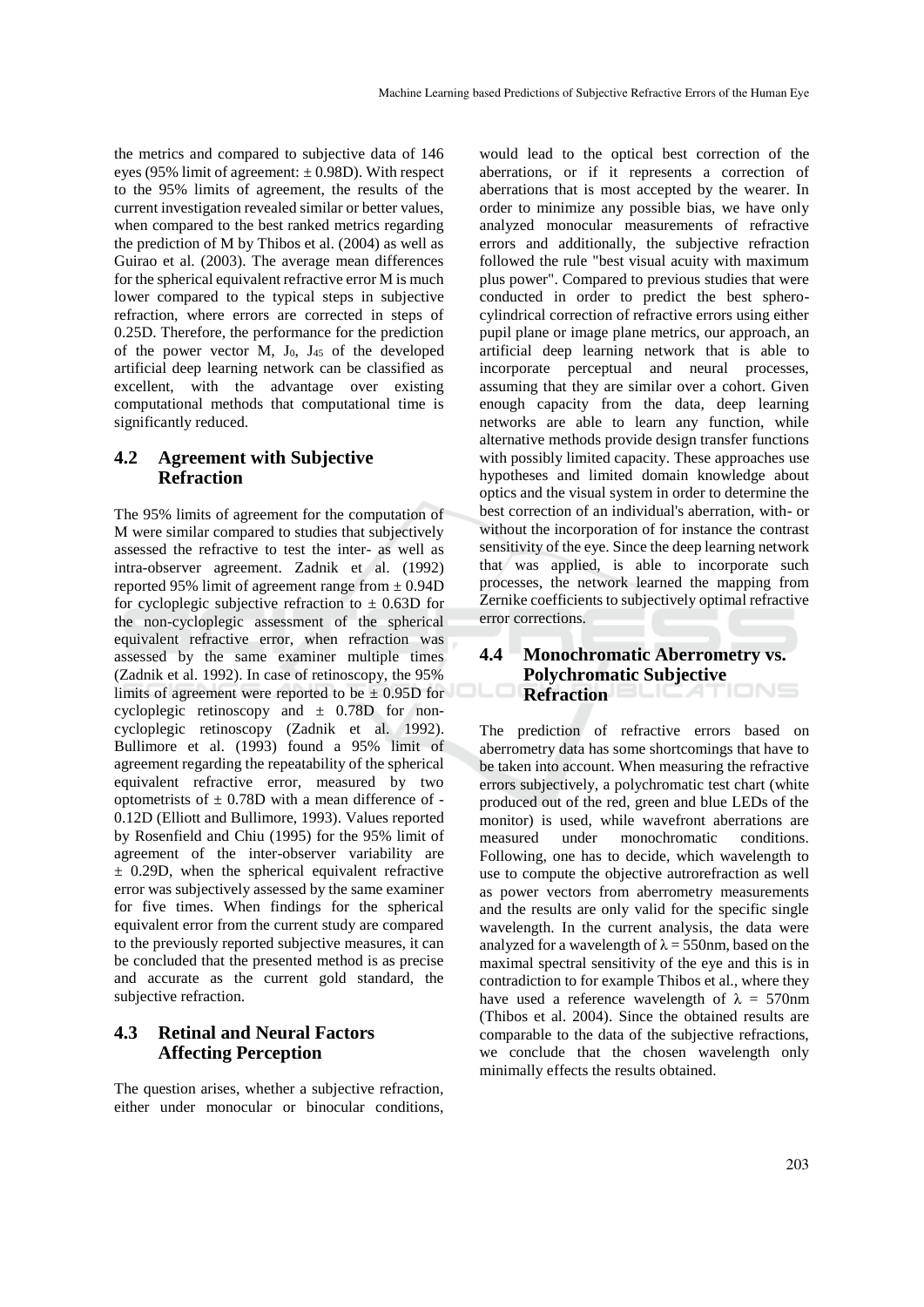the metrics and compared to subjective data of 146 eyes (95% limit of agreement: ± 0.98D). With respect to the 95% limits of agreement, the results of the current investigation revealed similar or better values, when compared to the best ranked metrics regarding the prediction of M by Thibos et al. (2004) as well as Guirao et al. (2003). The average mean differences for the spherical equivalent refractive error M is much lower compared to the typical steps in subjective refraction, where errors are corrected in steps of 0.25D. Therefore, the performance for the prediction of the power vector M, $J_0$, $J_{45}$ of the developed artificial deep learning network can be classified as excellent, with the advantage over existing computational methods that computational time is significantly reduced.

### 4.2 Agreement with Subjective Refraction

The 95% limits of agreement for the computation of M were similar compared to studies that subjectively assessed the refractive to test the inter- as well as intra-observer agreement. Zadnik et al. (1992) reported 95% limit of agreement range from ± 0.94D for cycloplegic subjective refraction to ± 0.63D for the non-cycloplegic assessment of the spherical equivalent refractive error, when refraction was assessed by the same examiner multiple times (Zadnik et al. 1992). In case of retinoscopy, the 95% limits of agreement were reported to be ± 0.95D for cycloplegic retinoscopy and ± 0.78D for non-cycloplegic retinoscopy (Zadnik et al. 1992). Bullimore et al. (1993) found a 95% limit of agreement regarding the repeatability of the spherical equivalent refractive error, measured by two optometrists of ± 0.78D with a mean difference of -0.12D (Elliott and Bullimore, 1993). Values reported by Rosenfield and Chiu (1995) for the 95% limit of agreement of the inter-observer variability are ± 0.29D, when the spherical equivalent refractive error was subjectively assessed by the same examiner for five times. When findings for the spherical equivalent error from the current study are compared to the previously reported subjective measures, it can be concluded that the presented method is as precise and accurate as the current gold standard, the subjective refraction.

### 4.3 Retinal and Neural Factors Affecting Perception

The question arises, whether a subjective refraction, either under monocular or binocular conditions, would lead to the optical best correction of the aberrations, or if it represents a correction of aberrations that is most accepted by the wearer. In order to minimize any possible bias, we have only analyzed monocular measurements of refractive errors and additionally, the subjective refraction followed the rule "best visual acuity with maximum plus power". Compared to previous studies that were conducted in order to predict the best sphero-cylindrical correction of refractive errors using either pupil plane or image plane metrics, our approach, an artificial deep learning network that is able to incorporate perceptual and neural processes, assuming that they are similar over a cohort. Given enough capacity from the data, deep learning networks are able to learn any function, while alternative methods provide design transfer functions with possibly limited capacity. These approaches use hypotheses and limited domain knowledge about optics and the visual system in order to determine the best correction of an individual's aberration, with- or without the incorporation of for instance the contrast sensitivity of the eye. Since the deep learning network that was applied, is able to incorporate such processes, the network learned the mapping from Zernike coefficients to subjectively optimal refractive error corrections.

### 4.4 Monochromatic Aberrometry vs. Polychromatic Subjective Refraction

The prediction of refractive errors based on aberrometry data has some shortcomings that have to be taken into account. When measuring the refractive errors subjectively, a polychromatic test chart (white produced out of the red, green and blue LEDs of the monitor) is used, while wavefront aberrations are measured under monochromatic conditions. Following, one has to decide, which wavelength to use to compute the objective autrorefraction as well as power vectors from aberrometry measurements and the results are only valid for the specific single wavelength. In the current analysis, the data were analyzed for a wavelength of $\lambda = 550$nm, based on the maximal spectral sensitivity of the eye and this is in contradiction to for example Thibos et al., where they have used a reference wavelength of $\lambda = 570$nm (Thibos et al. 2004). Since the obtained results are comparable to the data of the subjective refractions, we conclude that the chosen wavelength only minimally effects the results obtained.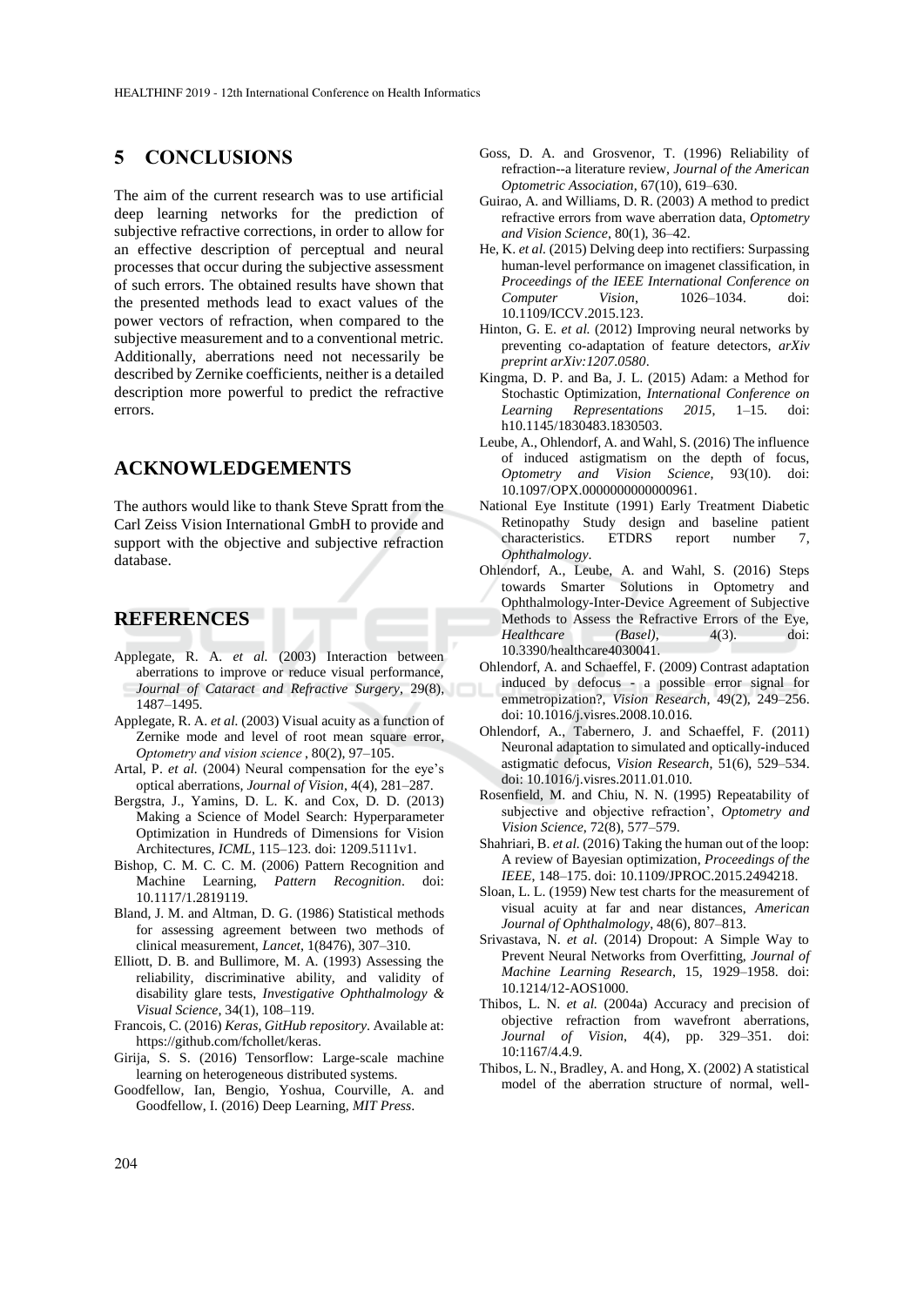## 5 CONCLUSIONS

The aim of the current research was to use artificial deep learning networks for the prediction of subjective refractive corrections, in order to allow for an effective description of perceptual and neural processes that occur during the subjective assessment of such errors. The obtained results have shown that the presented methods lead to exact values of the power vectors of refraction, when compared to the subjective measurement and to a conventional metric. Additionally, aberrations need not necessarily be described by Zernike coefficients, neither is a detailed description more powerful to predict the refractive errors.

## ACKNOWLEDGEMENTS

The authors would like to thank Steve Spratt from the Carl Zeiss Vision International GmbH to provide and support with the objective and subjective refraction database.

## REFERENCES

Applegate, R. A. *et al.* (2003) Interaction between aberrations to improve or reduce visual performance, *Journal of Cataract and Refractive Surgery*, 29(8), 1487–1495.

Applegate, R. A. *et al.* (2003) Visual acuity as a function of Zernike mode and level of root mean square error, *Optometry and vision science* , 80(2), 97–105.

Artal, P. *et al.* (2004) Neural compensation for the eye's optical aberrations, *Journal of Vision*, 4(4), 281–287.

Bergstra, J., Yamins, D. L. K. and Cox, D. D. (2013) Making a Science of Model Search: Hyperparameter Optimization in Hundreds of Dimensions for Vision Architectures, *ICML*, 115–123. doi: 1209.5111v1.

Bishop, C. M. C. C. M. (2006) Pattern Recognition and Machine Learning, *Pattern Recognition*. doi: 10.1117/1.2819119.

Bland, J. M. and Altman, D. G. (1986) Statistical methods for assessing agreement between two methods of clinical measurement, *Lancet*, 1(8476), 307–310.

Elliott, D. B. and Bullimore, M. A. (1993) Assessing the reliability, discriminative ability, and validity of disability glare tests, *Investigative Ophthalmology & Visual Science*, 34(1), 108–119.

Francois, C. (2016) *Keras, GitHub repository*. Available at: https://github.com/fchollet/keras.

Girija, S. S. (2016) Tensorflow: Large-scale machine learning on heterogeneous distributed systems.

Goodfellow, Ian, Bengio, Yoshua, Courville, A. and Goodfellow, I. (2016) Deep Learning, *MIT Press*.

Goss, D. A. and Grosvenor, T. (1996) Reliability of refraction--a literature review, *Journal of the American Optometric Association*, 67(10), 619–630.

Guirao, A. and Williams, D. R. (2003) A method to predict refractive errors from wave aberration data, *Optometry and Vision Science*, 80(1), 36–42.

He, K. *et al.* (2015) Delving deep into rectifiers: Surpassing human-level performance on imagenet classification, in *Proceedings of the IEEE International Conference on Computer Vision*, 1026–1034. doi: 10.1109/ICCV.2015.123.

Hinton, G. E. *et al.* (2012) Improving neural networks by preventing co-adaptation of feature detectors, *arXiv preprint arXiv:1207.0580*.

Kingma, D. P. and Ba, J. L. (2015) Adam: a Method for Stochastic Optimization, *International Conference on Learning Representations 2015*, 1–15. doi: h10.1145/1830483.1830503.

Leube, A., Ohlendorf, A. and Wahl, S. (2016) The influence of induced astigmatism on the depth of focus, *Optometry and Vision Science*, 93(10). doi: 10.1097/OPX.0000000000000961.

National Eye Institute (1991) Early Treatment Diabetic Retinopathy Study design and baseline patient characteristics. ETDRS report number 7, *Ophthalmology*.

Ohlendorf, A., Leube, A. and Wahl, S. (2016) Steps towards Smarter Solutions in Optometry and Ophthalmology-Inter-Device Agreement of Subjective Methods to Assess the Refractive Errors of the Eye, *Healthcare (Basel)*, 4(3). doi: 10.3390/healthcare4030041.

Ohlendorf, A. and Schaeffel, F. (2009) Contrast adaptation induced by defocus - a possible error signal for emmetropization?, *Vision Research*, 49(2), 249–256. doi: 10.1016/j.visres.2008.10.016.

Ohlendorf, A., Tabernero, J. and Schaeffel, F. (2011) Neuronal adaptation to simulated and optically-induced astigmatic defocus, *Vision Research*, 51(6), 529–534. doi: 10.1016/j.visres.2011.01.010.

Rosenfield, M. and Chiu, N. N. (1995) Repeatability of subjective and objective refraction', *Optometry and Vision Science*, 72(8), 577–579.

Shahriari, B. *et al.* (2016) Taking the human out of the loop: A review of Bayesian optimization, *Proceedings of the IEEE*, 148–175. doi: 10.1109/JPROC.2015.2494218.

Sloan, L. L. (1959) New test charts for the measurement of visual acuity at far and near distances, *American Journal of Ophthalmology*, 48(6), 807–813.

Srivastava, N. *et al.* (2014) Dropout: A Simple Way to Prevent Neural Networks from Overfitting, *Journal of Machine Learning Research*, 15, 1929–1958. doi: 10.1214/12-AOS1000.

Thibos, L. N. *et al.* (2004a) Accuracy and precision of objective refraction from wavefront aberrations, *Journal of Vision*, 4(4), pp. 329–351. doi: 10:1167/4.4.9.

Thibos, L. N., Bradley, A. and Hong, X. (2002) A statistical model of the aberration structure of normal, well-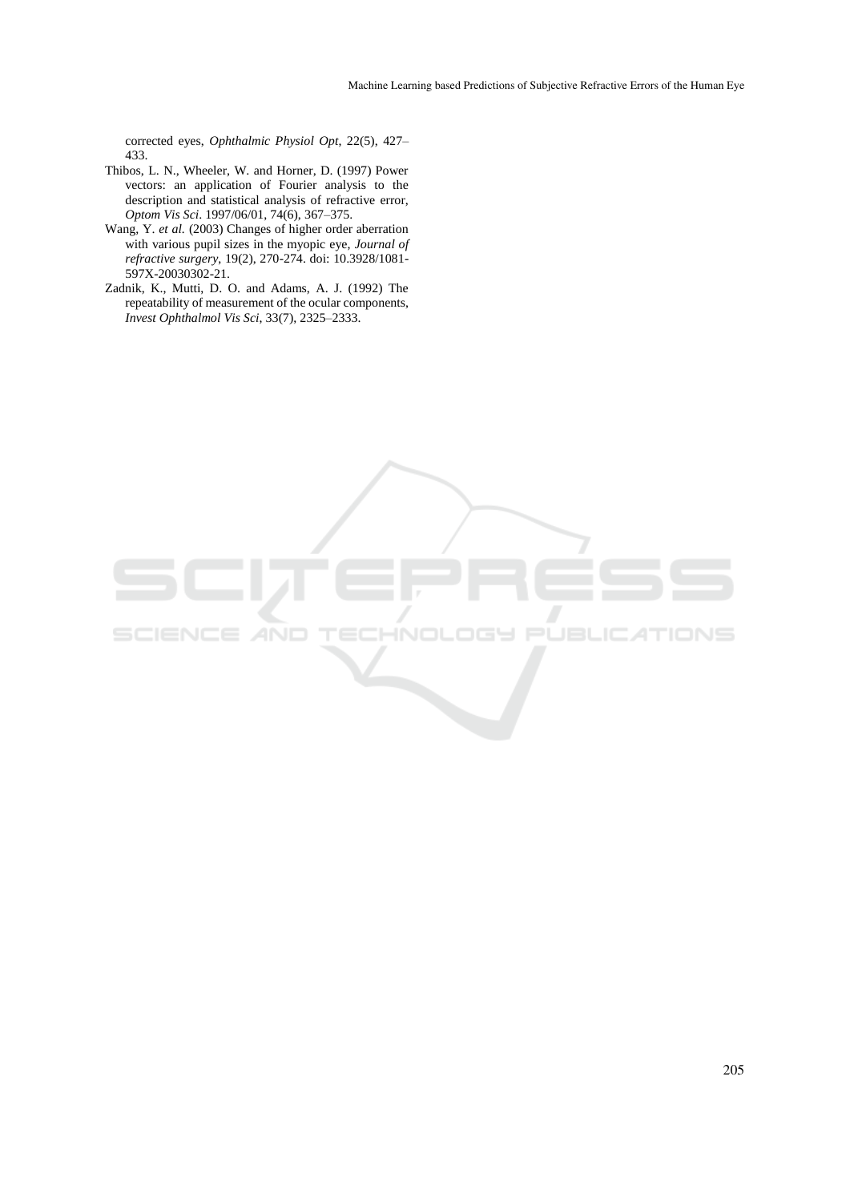corrected eyes, *Ophthalmic Physiol Opt*, 22(5), 427–433.

Thibos, L. N., Wheeler, W. and Horner, D. (1997) Power vectors: an application of Fourier analysis to the description and statistical analysis of refractive error, *Optom Vis Sci*. 1997/06/01, 74(6), 367–375.

Wang, Y. *et al.* (2003) Changes of higher order aberration with various pupil sizes in the myopic eye, *Journal of refractive surgery*, 19(2), 270-274. doi: 10.3928/1081-597X-20030302-21.

Zadnik, K., Mutti, D. O. and Adams, A. J. (1992) The repeatability of measurement of the ocular components, *Invest Ophthalmol Vis Sci*, 33(7), 2325–2333.